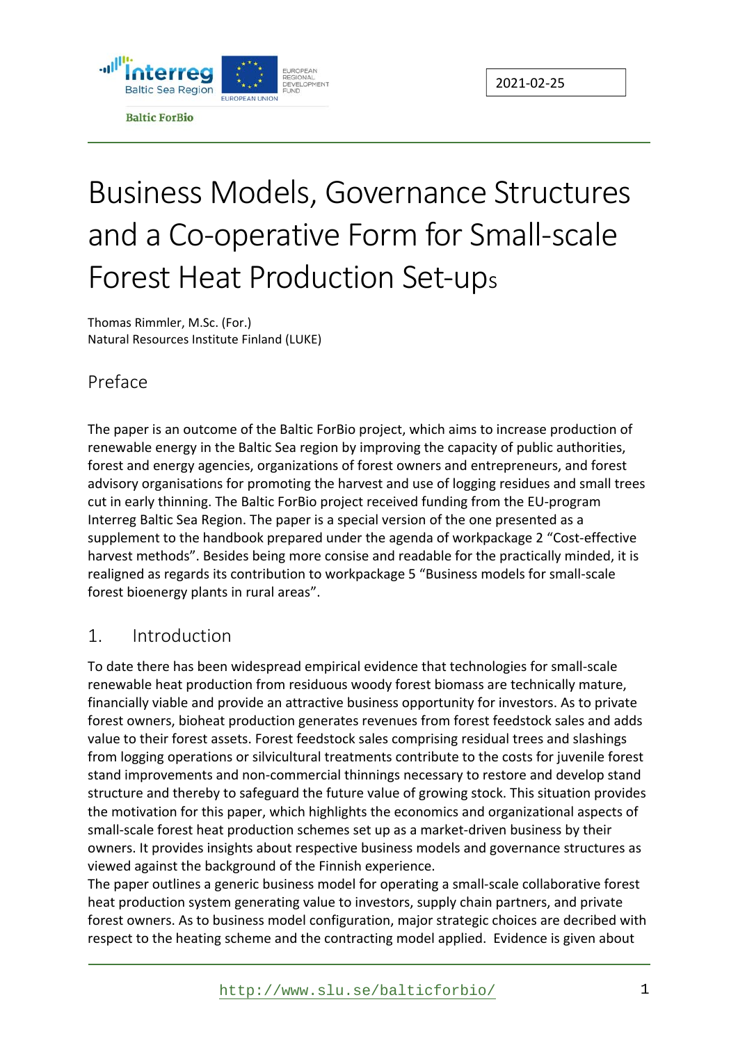Baltic ForBio

2021-02-25

# Business Models, Governance Structures and a Co-operative Form for Small-scale Forest Heat Production Set-ups

Thomas Rimmler, M.Sc. (For.)
Natural Resources Institute Finland (LUKE)

## Preface

The paper is an outcome of the Baltic ForBio project, which aims to increase production of renewable energy in the Baltic Sea region by improving the capacity of public authorities, forest and energy agencies, organizations of forest owners and entrepreneurs, and forest advisory organisations for promoting the harvest and use of logging residues and small trees cut in early thinning. The Baltic ForBio project received funding from the EU-program Interreg Baltic Sea Region. The paper is a special version of the one presented as a supplement to the handbook prepared under the agenda of workpackage 2 "Cost-effective harvest methods". Besides being more consise and readable for the practically minded, it is realigned as regards its contribution to workpackage 5 "Business models for small-scale forest bioenergy plants in rural areas".

## 1. Introduction

To date there has been widespread empirical evidence that technologies for small-scale renewable heat production from residuous woody forest biomass are technically mature, financially viable and provide an attractive business opportunity for investors. As to private forest owners, bioheat production generates revenues from forest feedstock sales and adds value to their forest assets. Forest feedstock sales comprising residual trees and slashings from logging operations or silvicultural treatments contribute to the costs for juvenile forest stand improvements and non-commercial thinnings necessary to restore and develop stand structure and thereby to safeguard the future value of growing stock. This situation provides the motivation for this paper, which highlights the economics and organizational aspects of small-scale forest heat production schemes set up as a market-driven business by their owners. It provides insights about respective business models and governance structures as viewed against the background of the Finnish experience.
The paper outlines a generic business model for operating a small-scale collaborative forest heat production system generating value to investors, supply chain partners, and private forest owners. As to business model configuration, major strategic choices are decribed with respect to the heating scheme and the contracting model applied. Evidence is given about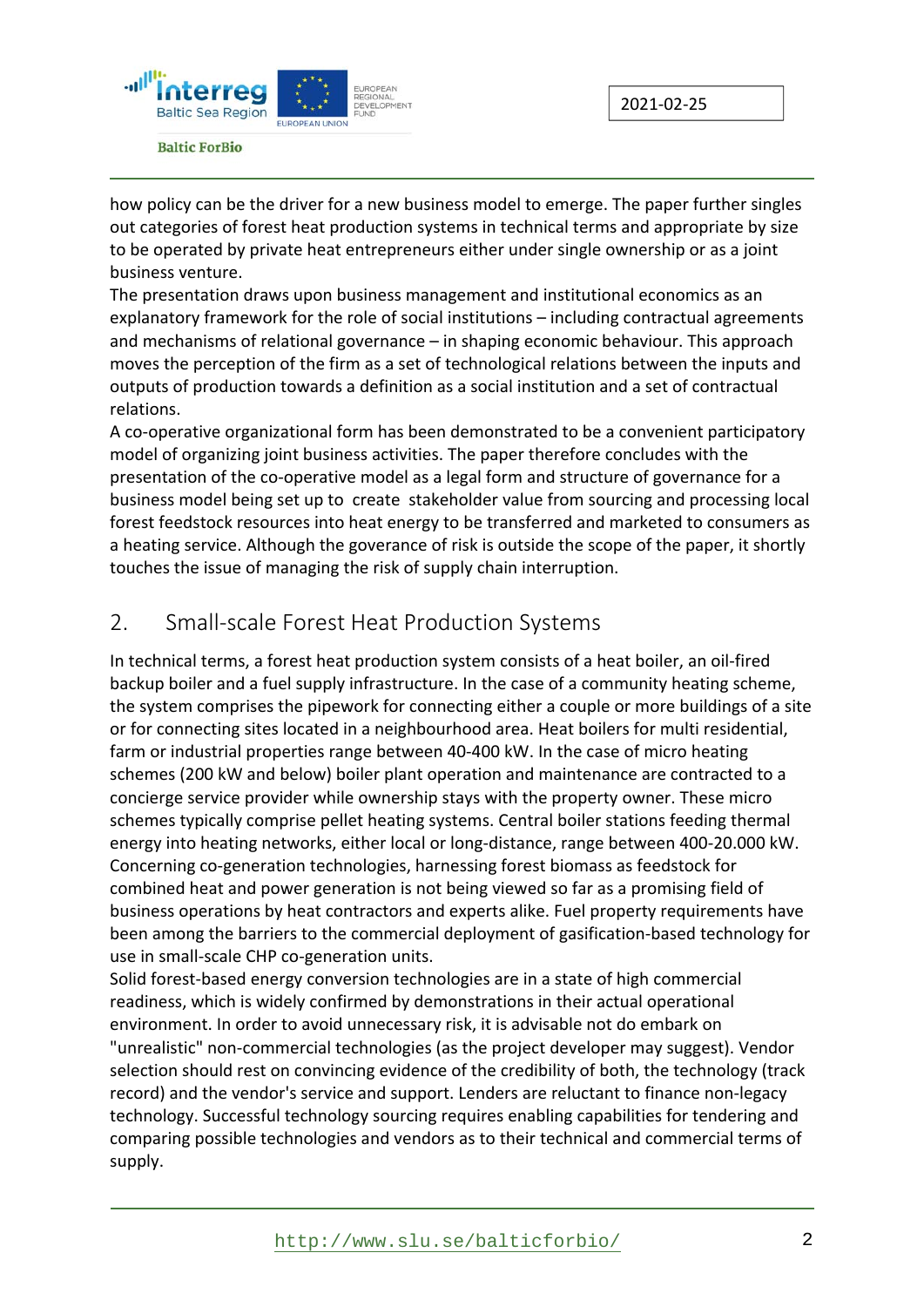how policy can be the driver for a new business model to emerge. The paper further singles out categories of forest heat production systems in technical terms and appropriate by size to be operated by private heat entrepreneurs either under single ownership or as a joint business venture.

The presentation draws upon business management and institutional economics as an explanatory framework for the role of social institutions – including contractual agreements and mechanisms of relational governance – in shaping economic behaviour. This approach moves the perception of the firm as a set of technological relations between the inputs and outputs of production towards a definition as a social institution and a set of contractual relations.

A co-operative organizational form has been demonstrated to be a convenient participatory model of organizing joint business activities. The paper therefore concludes with the presentation of the co-operative model as a legal form and structure of governance for a business model being set up to create stakeholder value from sourcing and processing local forest feedstock resources into heat energy to be transferred and marketed to consumers as a heating service. Although the goverance of risk is outside the scope of the paper, it shortly touches the issue of managing the risk of supply chain interruption.

## 2. Small-scale Forest Heat Production Systems

In technical terms, a forest heat production system consists of a heat boiler, an oil-fired backup boiler and a fuel supply infrastructure. In the case of a community heating scheme, the system comprises the pipework for connecting either a couple or more buildings of a site or for connecting sites located in a neighbourhood area. Heat boilers for multi residential, farm or industrial properties range between 40-400 kW. In the case of micro heating schemes (200 kW and below) boiler plant operation and maintenance are contracted to a concierge service provider while ownership stays with the property owner. These micro schemes typically comprise pellet heating systems. Central boiler stations feeding thermal energy into heating networks, either local or long-distance, range between 400-20.000 kW. Concerning co-generation technologies, harnessing forest biomass as feedstock for combined heat and power generation is not being viewed so far as a promising field of business operations by heat contractors and experts alike. Fuel property requirements have been among the barriers to the commercial deployment of gasification-based technology for use in small-scale CHP co-generation units.

Solid forest-based energy conversion technologies are in a state of high commercial readiness, which is widely confirmed by demonstrations in their actual operational environment. In order to avoid unnecessary risk, it is advisable not do embark on "unrealistic" non-commercial technologies (as the project developer may suggest). Vendor selection should rest on convincing evidence of the credibility of both, the technology (track record) and the vendor's service and support. Lenders are reluctant to finance non-legacy technology. Successful technology sourcing requires enabling capabilities for tendering and comparing possible technologies and vendors as to their technical and commercial terms of supply.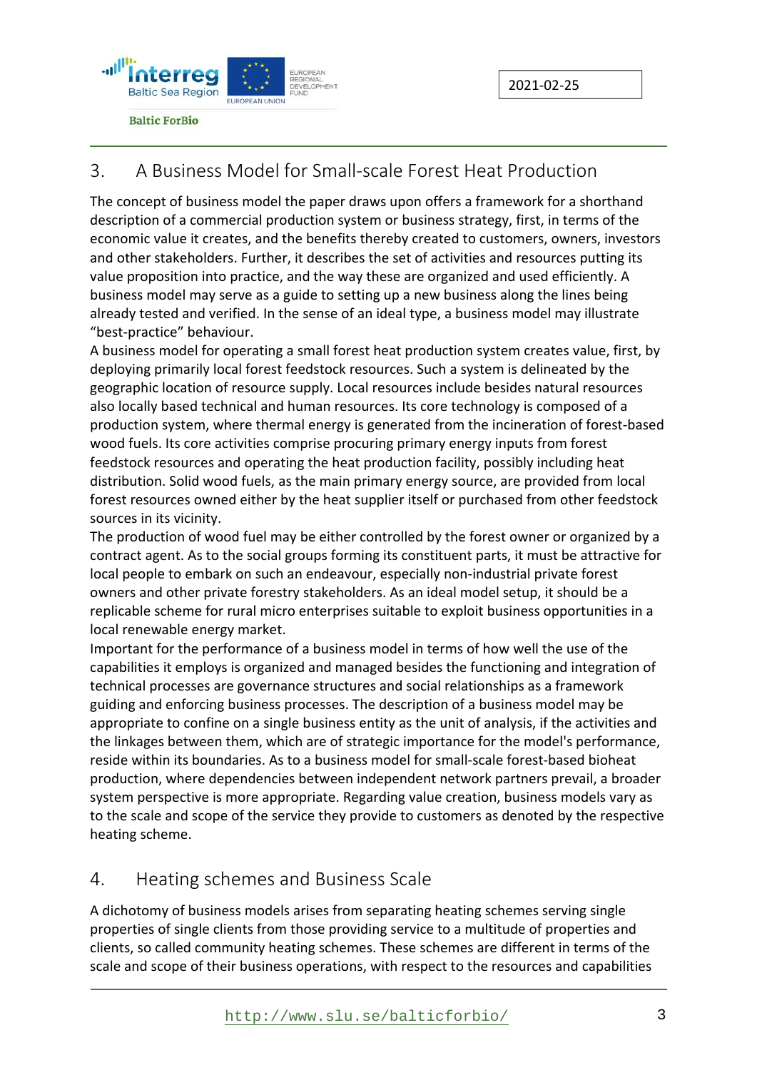## 3. A Business Model for Small-scale Forest Heat Production

The concept of business model the paper draws upon offers a framework for a shorthand description of a commercial production system or business strategy, first, in terms of the economic value it creates, and the benefits thereby created to customers, owners, investors and other stakeholders. Further, it describes the set of activities and resources putting its value proposition into practice, and the way these are organized and used efficiently. A business model may serve as a guide to setting up a new business along the lines being already tested and verified. In the sense of an ideal type, a business model may illustrate "best-practice" behaviour.

A business model for operating a small forest heat production system creates value, first, by deploying primarily local forest feedstock resources. Such a system is delineated by the geographic location of resource supply. Local resources include besides natural resources also locally based technical and human resources. Its core technology is composed of a production system, where thermal energy is generated from the incineration of forest-based wood fuels. Its core activities comprise procuring primary energy inputs from forest feedstock resources and operating the heat production facility, possibly including heat distribution. Solid wood fuels, as the main primary energy source, are provided from local forest resources owned either by the heat supplier itself or purchased from other feedstock sources in its vicinity.

The production of wood fuel may be either controlled by the forest owner or organized by a contract agent. As to the social groups forming its constituent parts, it must be attractive for local people to embark on such an endeavour, especially non-industrial private forest owners and other private forestry stakeholders. As an ideal model setup, it should be a replicable scheme for rural micro enterprises suitable to exploit business opportunities in a local renewable energy market.

Important for the performance of a business model in terms of how well the use of the capabilities it employs is organized and managed besides the functioning and integration of technical processes are governance structures and social relationships as a framework guiding and enforcing business processes. The description of a business model may be appropriate to confine on a single business entity as the unit of analysis, if the activities and the linkages between them, which are of strategic importance for the model's performance, reside within its boundaries. As to a business model for small-scale forest-based bioheat production, where dependencies between independent network partners prevail, a broader system perspective is more appropriate. Regarding value creation, business models vary as to the scale and scope of the service they provide to customers as denoted by the respective heating scheme.

## 4. Heating schemes and Business Scale

A dichotomy of business models arises from separating heating schemes serving single properties of single clients from those providing service to a multitude of properties and clients, so called community heating schemes. These schemes are different in terms of the scale and scope of their business operations, with respect to the resources and capabilities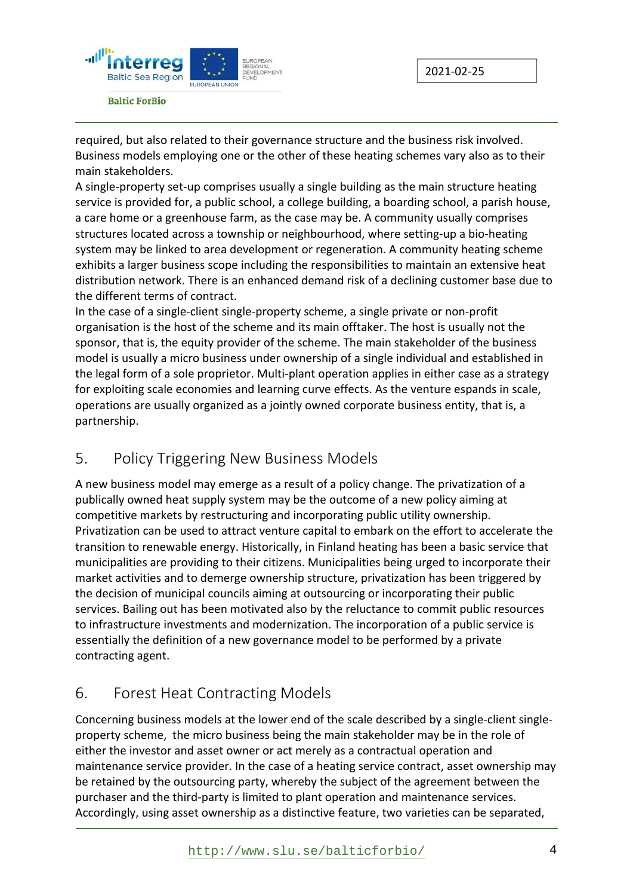required, but also related to their governance structure and the business risk involved. Business models employing one or the other of these heating schemes vary also as to their main stakeholders.

A single-property set-up comprises usually a single building as the main structure heating service is provided for, a public school, a college building, a boarding school, a parish house, a care home or a greenhouse farm, as the case may be. A community usually comprises structures located across a township or neighbourhood, where setting-up a bio-heating system may be linked to area development or regeneration. A community heating scheme exhibits a larger business scope including the responsibilities to maintain an extensive heat distribution network. There is an enhanced demand risk of a declining customer base due to the different terms of contract.

In the case of a single-client single-property scheme, a single private or non-profit organisation is the host of the scheme and its main offtaker. The host is usually not the sponsor, that is, the equity provider of the scheme. The main stakeholder of the business model is usually a micro business under ownership of a single individual and established in the legal form of a sole proprietor. Multi-plant operation applies in either case as a strategy for exploiting scale economies and learning curve effects. As the venture espands in scale, operations are usually organized as a jointly owned corporate business entity, that is, a partnership.

## 5. Policy Triggering New Business Models

A new business model may emerge as a result of a policy change. The privatization of a publically owned heat supply system may be the outcome of a new policy aiming at competitive markets by restructuring and incorporating public utility ownership. Privatization can be used to attract venture capital to embark on the effort to accelerate the transition to renewable energy. Historically, in Finland heating has been a basic service that municipalities are providing to their citizens. Municipalities being urged to incorporate their market activities and to demerge ownership structure, privatization has been triggered by the decision of municipal councils aiming at outsourcing or incorporating their public services. Bailing out has been motivated also by the reluctance to commit public resources to infrastructure investments and modernization. The incorporation of a public service is essentially the definition of a new governance model to be performed by a private contracting agent.

## 6. Forest Heat Contracting Models

Concerning business models at the lower end of the scale described by a single-client single-property scheme, the micro business being the main stakeholder may be in the role of either the investor and asset owner or act merely as a contractual operation and maintenance service provider. In the case of a heating service contract, asset ownership may be retained by the outsourcing party, whereby the subject of the agreement between the purchaser and the third-party is limited to plant operation and maintenance services. Accordingly, using asset ownership as a distinctive feature, two varieties can be separated,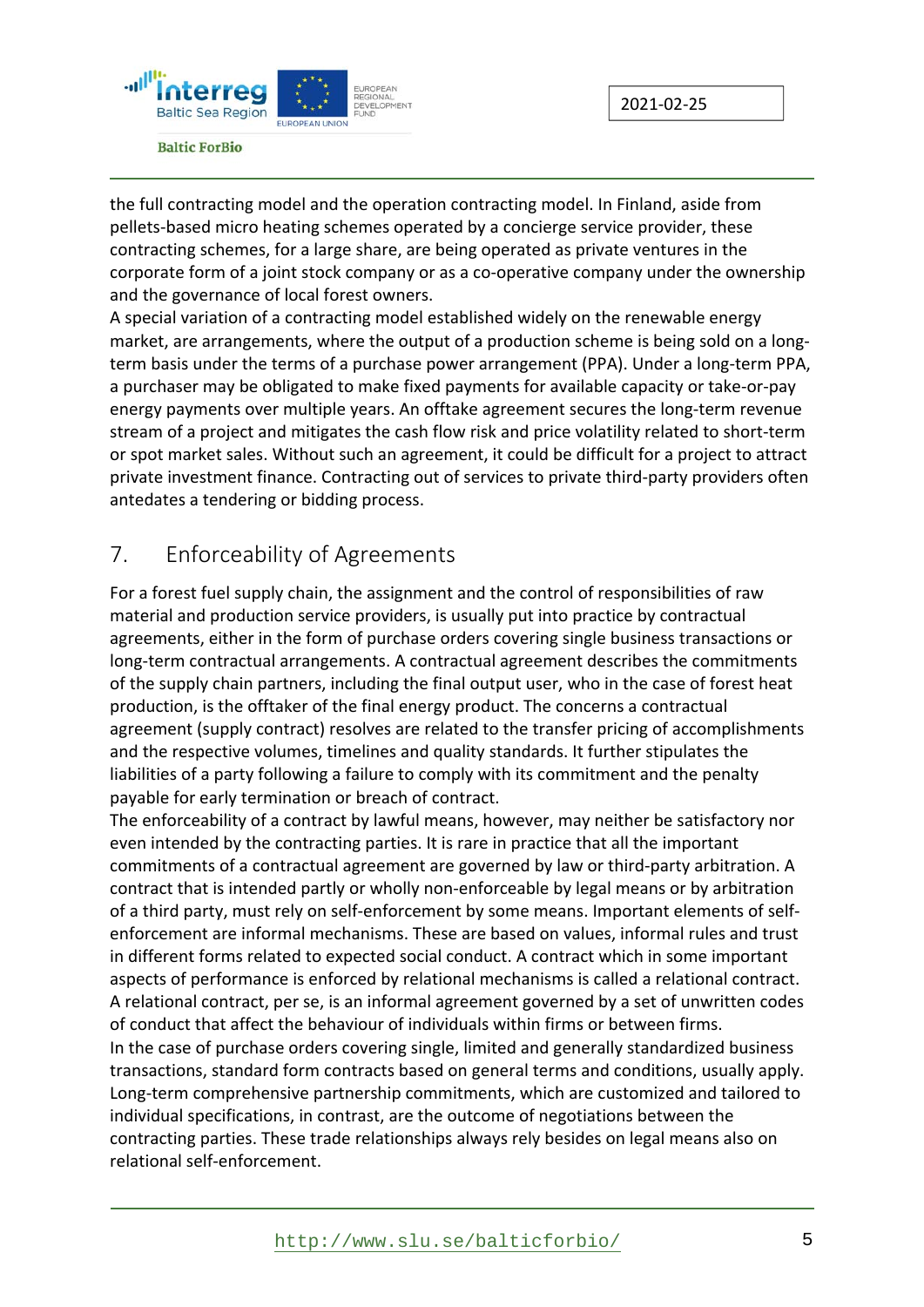the full contracting model and the operation contracting model. In Finland, aside from pellets-based micro heating schemes operated by a concierge service provider, these contracting schemes, for a large share, are being operated as private ventures in the corporate form of a joint stock company or as a co-operative company under the ownership and the governance of local forest owners.

A special variation of a contracting model established widely on the renewable energy market, are arrangements, where the output of a production scheme is being sold on a long-term basis under the terms of a purchase power arrangement (PPA). Under a long-term PPA, a purchaser may be obligated to make fixed payments for available capacity or take-or-pay energy payments over multiple years. An offtake agreement secures the long-term revenue stream of a project and mitigates the cash flow risk and price volatility related to short-term or spot market sales. Without such an agreement, it could be difficult for a project to attract private investment finance. Contracting out of services to private third-party providers often antedates a tendering or bidding process.

## 7. Enforceability of Agreements

For a forest fuel supply chain, the assignment and the control of responsibilities of raw material and production service providers, is usually put into practice by contractual agreements, either in the form of purchase orders covering single business transactions or long-term contractual arrangements. A contractual agreement describes the commitments of the supply chain partners, including the final output user, who in the case of forest heat production, is the offtaker of the final energy product. The concerns a contractual agreement (supply contract) resolves are related to the transfer pricing of accomplishments and the respective volumes, timelines and quality standards. It further stipulates the liabilities of a party following a failure to comply with its commitment and the penalty payable for early termination or breach of contract.

The enforceability of a contract by lawful means, however, may neither be satisfactory nor even intended by the contracting parties. It is rare in practice that all the important commitments of a contractual agreement are governed by law or third-party arbitration. A contract that is intended partly or wholly non-enforceable by legal means or by arbitration of a third party, must rely on self-enforcement by some means. Important elements of self-enforcement are informal mechanisms. These are based on values, informal rules and trust in different forms related to expected social conduct. A contract which in some important aspects of performance is enforced by relational mechanisms is called a relational contract. A relational contract, per se, is an informal agreement governed by a set of unwritten codes of conduct that affect the behaviour of individuals within firms or between firms.

In the case of purchase orders covering single, limited and generally standardized business transactions, standard form contracts based on general terms and conditions, usually apply. Long-term comprehensive partnership commitments, which are customized and tailored to individual specifications, in contrast, are the outcome of negotiations between the contracting parties. These trade relationships always rely besides on legal means also on relational self-enforcement.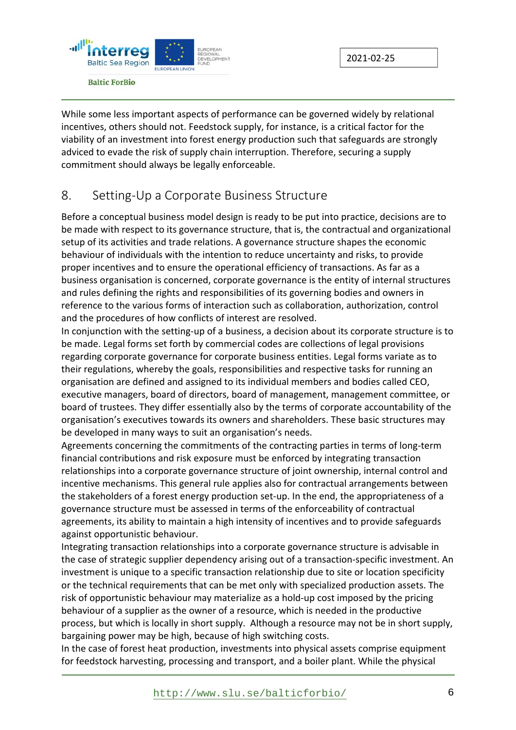While some less important aspects of performance can be governed widely by relational incentives, others should not. Feedstock supply, for instance, is a critical factor for the viability of an investment into forest energy production such that safeguards are strongly adviced to evade the risk of supply chain interruption. Therefore, securing a supply commitment should always be legally enforceable.

## 8. Setting-Up a Corporate Business Structure

Before a conceptual business model design is ready to be put into practice, decisions are to be made with respect to its governance structure, that is, the contractual and organizational setup of its activities and trade relations. A governance structure shapes the economic behaviour of individuals with the intention to reduce uncertainty and risks, to provide proper incentives and to ensure the operational efficiency of transactions. As far as a business organisation is concerned, corporate governance is the entity of internal structures and rules defining the rights and responsibilities of its governing bodies and owners in reference to the various forms of interaction such as collaboration, authorization, control and the procedures of how conflicts of interest are resolved.

In conjunction with the setting-up of a business, a decision about its corporate structure is to be made. Legal forms set forth by commercial codes are collections of legal provisions regarding corporate governance for corporate business entities. Legal forms variate as to their regulations, whereby the goals, responsibilities and respective tasks for running an organisation are defined and assigned to its individual members and bodies called CEO, executive managers, board of directors, board of management, management committee, or board of trustees. They differ essentially also by the terms of corporate accountability of the organisation's executives towards its owners and shareholders. These basic structures may be developed in many ways to suit an organisation's needs.

Agreements concerning the commitments of the contracting parties in terms of long-term financial contributions and risk exposure must be enforced by integrating transaction relationships into a corporate governance structure of joint ownership, internal control and incentive mechanisms. This general rule applies also for contractual arrangements between the stakeholders of a forest energy production set-up. In the end, the appropriateness of a governance structure must be assessed in terms of the enforceability of contractual agreements, its ability to maintain a high intensity of incentives and to provide safeguards against opportunistic behaviour.

Integrating transaction relationships into a corporate governance structure is advisable in the case of strategic supplier dependency arising out of a transaction-specific investment. An investment is unique to a specific transaction relationship due to site or location specificity or the technical requirements that can be met only with specialized production assets. The risk of opportunistic behaviour may materialize as a hold-up cost imposed by the pricing behaviour of a supplier as the owner of a resource, which is needed in the productive process, but which is locally in short supply. Although a resource may not be in short supply, bargaining power may be high, because of high switching costs.

In the case of forest heat production, investments into physical assets comprise equipment for feedstock harvesting, processing and transport, and a boiler plant. While the physical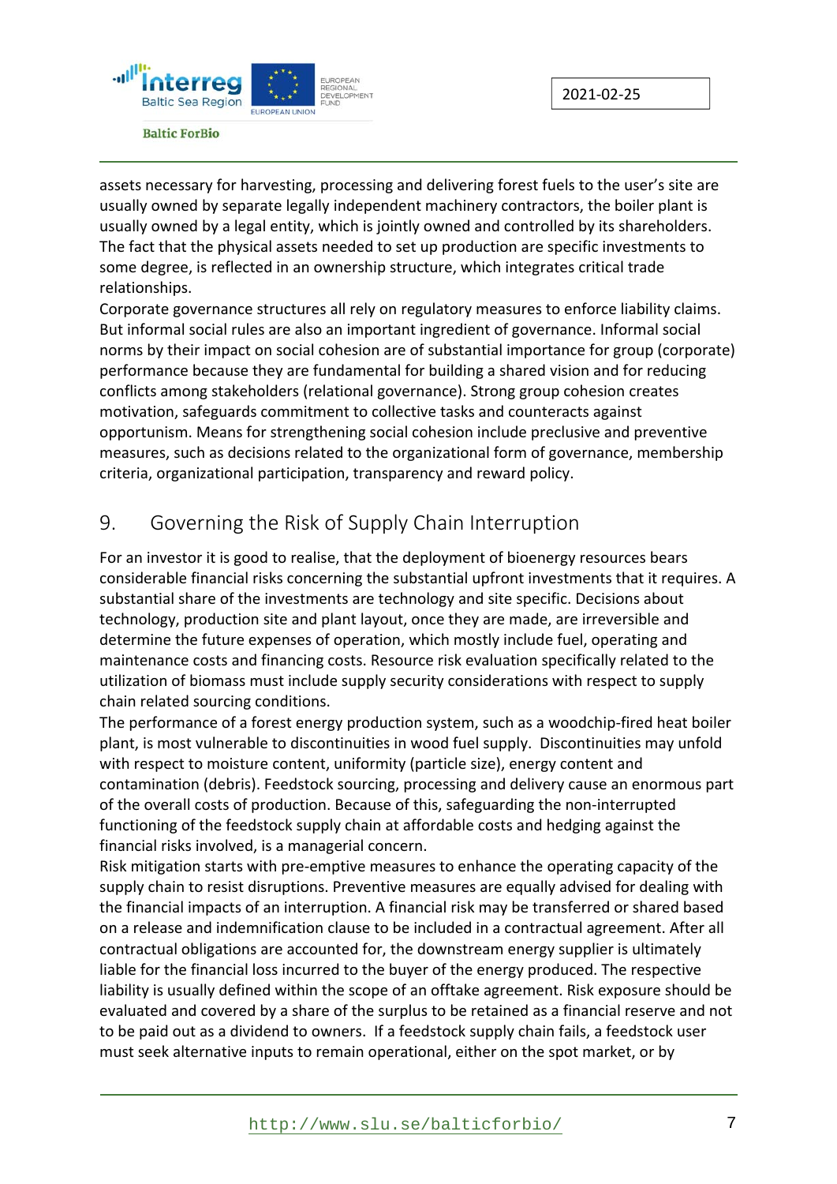assets necessary for harvesting, processing and delivering forest fuels to the user's site are usually owned by separate legally independent machinery contractors, the boiler plant is usually owned by a legal entity, which is jointly owned and controlled by its shareholders. The fact that the physical assets needed to set up production are specific investments to some degree, is reflected in an ownership structure, which integrates critical trade relationships.

Corporate governance structures all rely on regulatory measures to enforce liability claims. But informal social rules are also an important ingredient of governance. Informal social norms by their impact on social cohesion are of substantial importance for group (corporate) performance because they are fundamental for building a shared vision and for reducing conflicts among stakeholders (relational governance). Strong group cohesion creates motivation, safeguards commitment to collective tasks and counteracts against opportunism. Means for strengthening social cohesion include preclusive and preventive measures, such as decisions related to the organizational form of governance, membership criteria, organizational participation, transparency and reward policy.

## 9. Governing the Risk of Supply Chain Interruption

For an investor it is good to realise, that the deployment of bioenergy resources bears considerable financial risks concerning the substantial upfront investments that it requires. A substantial share of the investments are technology and site specific. Decisions about technology, production site and plant layout, once they are made, are irreversible and determine the future expenses of operation, which mostly include fuel, operating and maintenance costs and financing costs. Resource risk evaluation specifically related to the utilization of biomass must include supply security considerations with respect to supply chain related sourcing conditions.

The performance of a forest energy production system, such as a woodchip-fired heat boiler plant, is most vulnerable to discontinuities in wood fuel supply. Discontinuities may unfold with respect to moisture content, uniformity (particle size), energy content and contamination (debris). Feedstock sourcing, processing and delivery cause an enormous part of the overall costs of production. Because of this, safeguarding the non-interrupted functioning of the feedstock supply chain at affordable costs and hedging against the financial risks involved, is a managerial concern.

Risk mitigation starts with pre-emptive measures to enhance the operating capacity of the supply chain to resist disruptions. Preventive measures are equally advised for dealing with the financial impacts of an interruption. A financial risk may be transferred or shared based on a release and indemnification clause to be included in a contractual agreement. After all contractual obligations are accounted for, the downstream energy supplier is ultimately liable for the financial loss incurred to the buyer of the energy produced. The respective liability is usually defined within the scope of an offtake agreement. Risk exposure should be evaluated and covered by a share of the surplus to be retained as a financial reserve and not to be paid out as a dividend to owners. If a feedstock supply chain fails, a feedstock user must seek alternative inputs to remain operational, either on the spot market, or by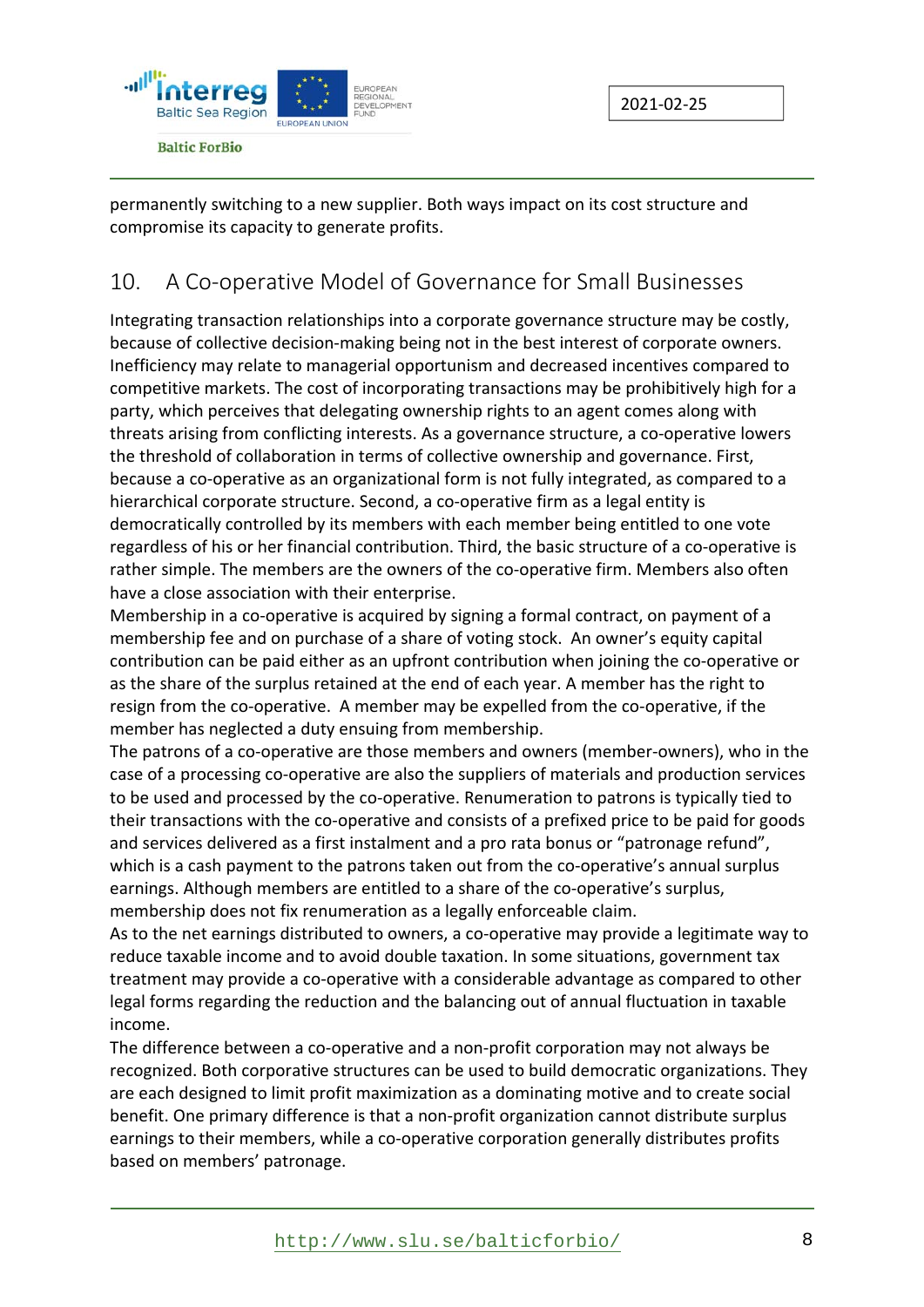permanently switching to a new supplier. Both ways impact on its cost structure and compromise its capacity to generate profits.

## 10. A Co-operative Model of Governance for Small Businesses

Integrating transaction relationships into a corporate governance structure may be costly, because of collective decision-making being not in the best interest of corporate owners. Inefficiency may relate to managerial opportunism and decreased incentives compared to competitive markets. The cost of incorporating transactions may be prohibitively high for a party, which perceives that delegating ownership rights to an agent comes along with threats arising from conflicting interests. As a governance structure, a co-operative lowers the threshold of collaboration in terms of collective ownership and governance. First, because a co-operative as an organizational form is not fully integrated, as compared to a hierarchical corporate structure. Second, a co-operative firm as a legal entity is democratically controlled by its members with each member being entitled to one vote regardless of his or her financial contribution. Third, the basic structure of a co-operative is rather simple. The members are the owners of the co-operative firm. Members also often have a close association with their enterprise.

Membership in a co-operative is acquired by signing a formal contract, on payment of a membership fee and on purchase of a share of voting stock. An owner's equity capital contribution can be paid either as an upfront contribution when joining the co-operative or as the share of the surplus retained at the end of each year. A member has the right to resign from the co-operative. A member may be expelled from the co-operative, if the member has neglected a duty ensuing from membership.

The patrons of a co-operative are those members and owners (member-owners), who in the case of a processing co-operative are also the suppliers of materials and production services to be used and processed by the co-operative. Renumeration to patrons is typically tied to their transactions with the co-operative and consists of a prefixed price to be paid for goods and services delivered as a first instalment and a pro rata bonus or "patronage refund", which is a cash payment to the patrons taken out from the co-operative's annual surplus earnings. Although members are entitled to a share of the co-operative's surplus, membership does not fix renumeration as a legally enforceable claim.

As to the net earnings distributed to owners, a co-operative may provide a legitimate way to reduce taxable income and to avoid double taxation. In some situations, government tax treatment may provide a co-operative with a considerable advantage as compared to other legal forms regarding the reduction and the balancing out of annual fluctuation in taxable income.

The difference between a co-operative and a non-profit corporation may not always be recognized. Both corporative structures can be used to build democratic organizations. They are each designed to limit profit maximization as a dominating motive and to create social benefit. One primary difference is that a non-profit organization cannot distribute surplus earnings to their members, while a co-operative corporation generally distributes profits based on members' patronage.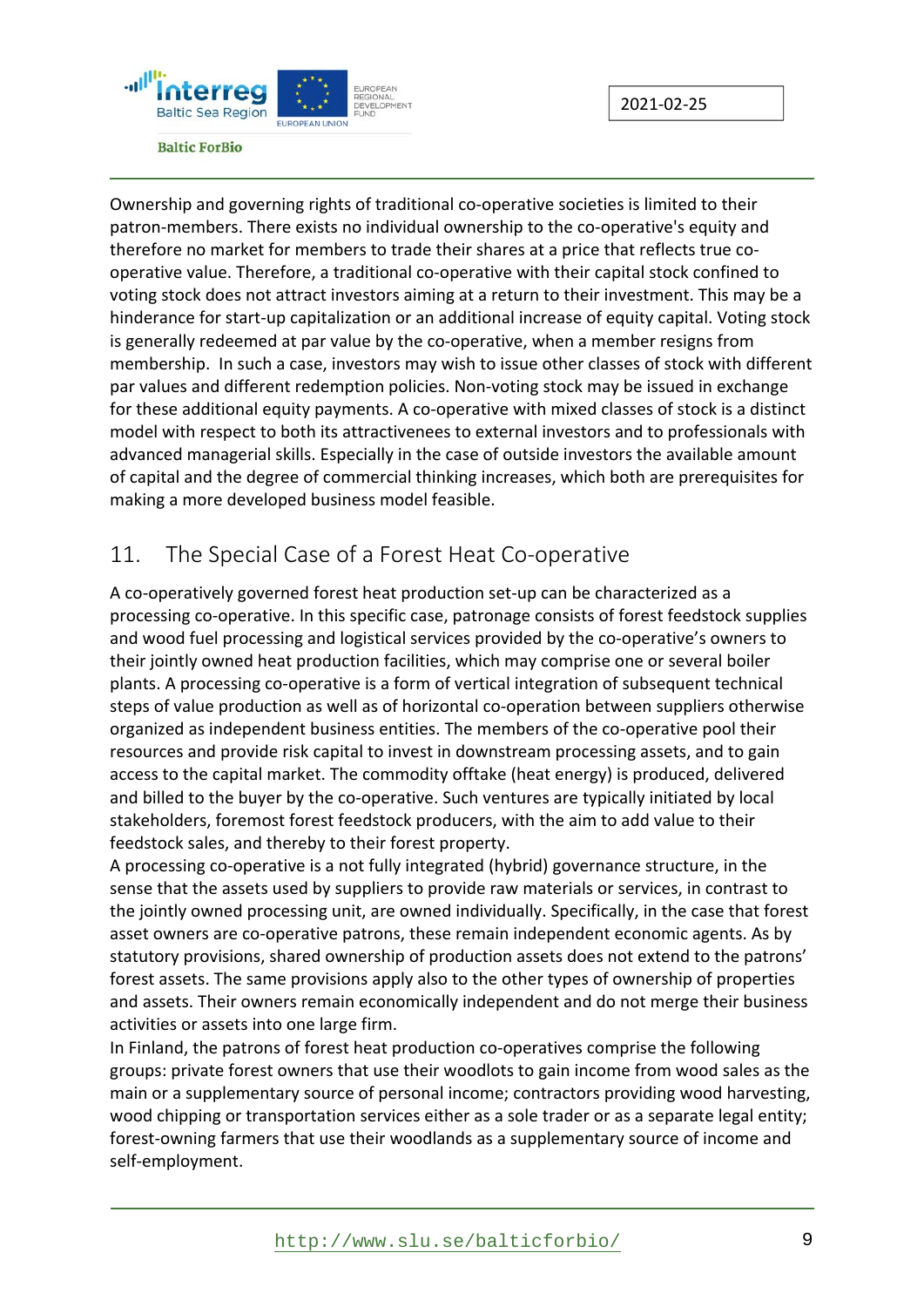Ownership and governing rights of traditional co-operative societies is limited to their patron-members. There exists no individual ownership to the co-operative's equity and therefore no market for members to trade their shares at a price that reflects true co-operative value. Therefore, a traditional co-operative with their capital stock confined to voting stock does not attract investors aiming at a return to their investment. This may be a hinderance for start-up capitalization or an additional increase of equity capital. Voting stock is generally redeemed at par value by the co-operative, when a member resigns from membership. In such a case, investors may wish to issue other classes of stock with different par values and different redemption policies. Non-voting stock may be issued in exchange for these additional equity payments. A co-operative with mixed classes of stock is a distinct model with respect to both its attractivenees to external investors and to professionals with advanced managerial skills. Especially in the case of outside investors the available amount of capital and the degree of commercial thinking increases, which both are prerequisites for making a more developed business model feasible.

## 11. The Special Case of a Forest Heat Co-operative

A co-operatively governed forest heat production set-up can be characterized as a processing co-operative. In this specific case, patronage consists of forest feedstock supplies and wood fuel processing and logistical services provided by the co-operative's owners to their jointly owned heat production facilities, which may comprise one or several boiler plants. A processing co-operative is a form of vertical integration of subsequent technical steps of value production as well as of horizontal co-operation between suppliers otherwise organized as independent business entities. The members of the co-operative pool their resources and provide risk capital to invest in downstream processing assets, and to gain access to the capital market. The commodity offtake (heat energy) is produced, delivered and billed to the buyer by the co-operative. Such ventures are typically initiated by local stakeholders, foremost forest feedstock producers, with the aim to add value to their feedstock sales, and thereby to their forest property.

A processing co-operative is a not fully integrated (hybrid) governance structure, in the sense that the assets used by suppliers to provide raw materials or services, in contrast to the jointly owned processing unit, are owned individually. Specifically, in the case that forest asset owners are co-operative patrons, these remain independent economic agents. As by statutory provisions, shared ownership of production assets does not extend to the patrons' forest assets. The same provisions apply also to the other types of ownership of properties and assets. Their owners remain economically independent and do not merge their business activities or assets into one large firm.

In Finland, the patrons of forest heat production co-operatives comprise the following groups: private forest owners that use their woodlots to gain income from wood sales as the main or a supplementary source of personal income; contractors providing wood harvesting, wood chipping or transportation services either as a sole trader or as a separate legal entity; forest-owning farmers that use their woodlands as a supplementary source of income and self-employment.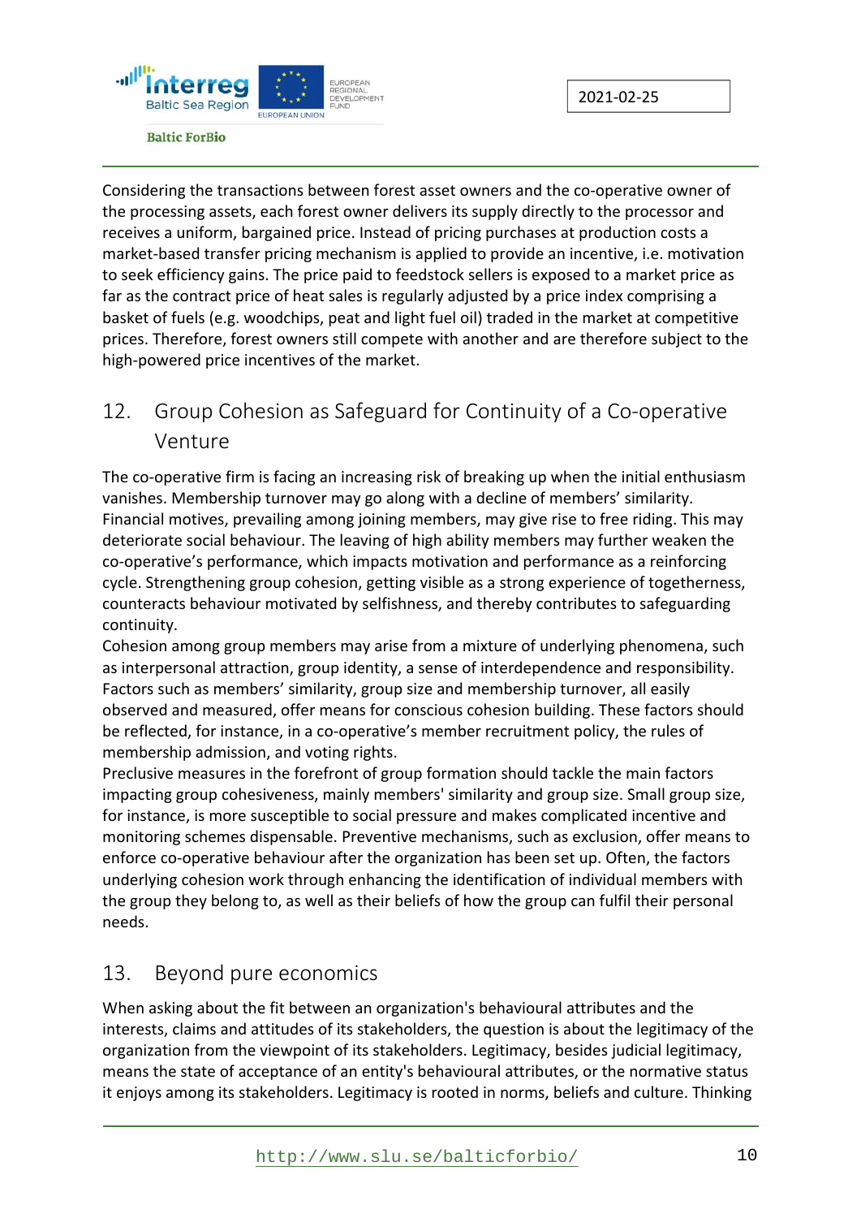Considering the transactions between forest asset owners and the co-operative owner of the processing assets, each forest owner delivers its supply directly to the processor and receives a uniform, bargained price. Instead of pricing purchases at production costs a market-based transfer pricing mechanism is applied to provide an incentive, i.e. motivation to seek efficiency gains. The price paid to feedstock sellers is exposed to a market price as far as the contract price of heat sales is regularly adjusted by a price index comprising a basket of fuels (e.g. woodchips, peat and light fuel oil) traded in the market at competitive prices. Therefore, forest owners still compete with another and are therefore subject to the high-powered price incentives of the market.

## 12. Group Cohesion as Safeguard for Continuity of a Co-operative Venture

The co-operative firm is facing an increasing risk of breaking up when the initial enthusiasm vanishes. Membership turnover may go along with a decline of members' similarity. Financial motives, prevailing among joining members, may give rise to free riding. This may deteriorate social behaviour. The leaving of high ability members may further weaken the co-operative's performance, which impacts motivation and performance as a reinforcing cycle. Strengthening group cohesion, getting visible as a strong experience of togetherness, counteracts behaviour motivated by selfishness, and thereby contributes to safeguarding continuity.

Cohesion among group members may arise from a mixture of underlying phenomena, such as interpersonal attraction, group identity, a sense of interdependence and responsibility. Factors such as members' similarity, group size and membership turnover, all easily observed and measured, offer means for conscious cohesion building. These factors should be reflected, for instance, in a co-operative's member recruitment policy, the rules of membership admission, and voting rights.

Preclusive measures in the forefront of group formation should tackle the main factors impacting group cohesiveness, mainly members' similarity and group size. Small group size, for instance, is more susceptible to social pressure and makes complicated incentive and monitoring schemes dispensable. Preventive mechanisms, such as exclusion, offer means to enforce co-operative behaviour after the organization has been set up. Often, the factors underlying cohesion work through enhancing the identification of individual members with the group they belong to, as well as their beliefs of how the group can fulfil their personal needs.

## 13. Beyond pure economics

When asking about the fit between an organization's behavioural attributes and the interests, claims and attitudes of its stakeholders, the question is about the legitimacy of the organization from the viewpoint of its stakeholders. Legitimacy, besides judicial legitimacy, means the state of acceptance of an entity's behavioural attributes, or the normative status it enjoys among its stakeholders. Legitimacy is rooted in norms, beliefs and culture. Thinking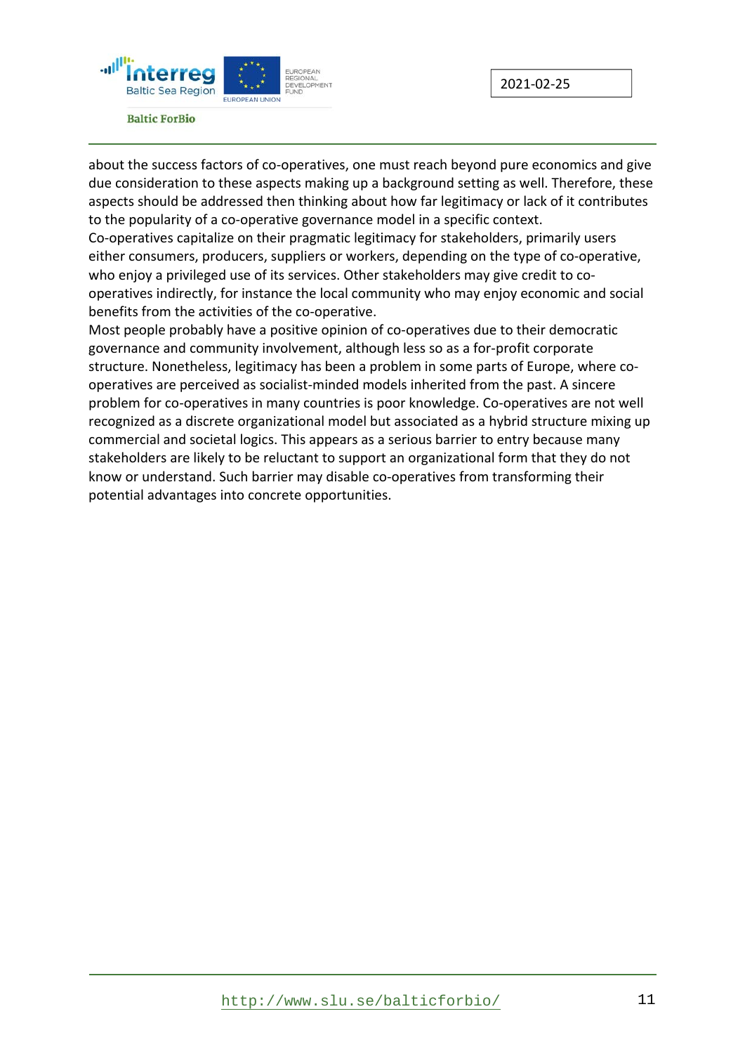about the success factors of co-operatives, one must reach beyond pure economics and give due consideration to these aspects making up a background setting as well. Therefore, these aspects should be addressed then thinking about how far legitimacy or lack of it contributes to the popularity of a co-operative governance model in a specific context.

Co-operatives capitalize on their pragmatic legitimacy for stakeholders, primarily users either consumers, producers, suppliers or workers, depending on the type of co-operative, who enjoy a privileged use of its services. Other stakeholders may give credit to co-operatives indirectly, for instance the local community who may enjoy economic and social benefits from the activities of the co-operative.

Most people probably have a positive opinion of co-operatives due to their democratic governance and community involvement, although less so as a for-profit corporate structure. Nonetheless, legitimacy has been a problem in some parts of Europe, where co-operatives are perceived as socialist-minded models inherited from the past. A sincere problem for co-operatives in many countries is poor knowledge. Co-operatives are not well recognized as a discrete organizational model but associated as a hybrid structure mixing up commercial and societal logics. This appears as a serious barrier to entry because many stakeholders are likely to be reluctant to support an organizational form that they do not know or understand. Such barrier may disable co-operatives from transforming their potential advantages into concrete opportunities.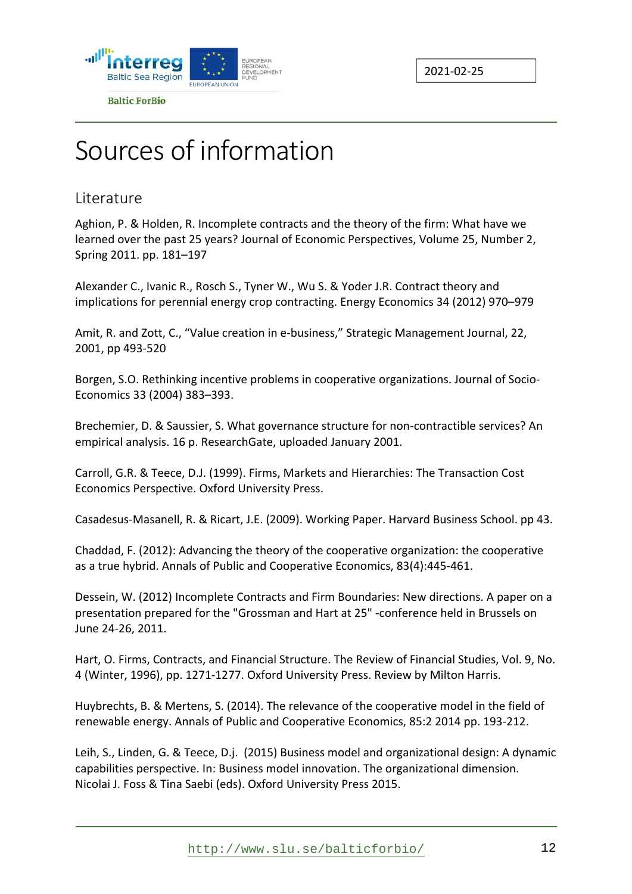# Sources of information

## Literature

Aghion, P. & Holden, R. Incomplete contracts and the theory of the firm: What have we learned over the past 25 years? Journal of Economic Perspectives, Volume 25, Number 2, Spring 2011. pp. 181–197

Alexander C., Ivanic R., Rosch S., Tyner W., Wu S. & Yoder J.R. Contract theory and implications for perennial energy crop contracting. Energy Economics 34 (2012) 970–979

Amit, R. and Zott, C., "Value creation in e-business," Strategic Management Journal, 22, 2001, pp 493-520

Borgen, S.O. Rethinking incentive problems in cooperative organizations. Journal of Socio-Economics 33 (2004) 383–393.

Brechemier, D. & Saussier, S. What governance structure for non-contractible services? An empirical analysis. 16 p. ResearchGate, uploaded January 2001.

Carroll, G.R. & Teece, D.J. (1999). Firms, Markets and Hierarchies: The Transaction Cost Economics Perspective. Oxford University Press.

Casadesus-Masanell, R. & Ricart, J.E. (2009). Working Paper. Harvard Business School. pp 43.

Chaddad, F. (2012): Advancing the theory of the cooperative organization: the cooperative as a true hybrid. Annals of Public and Cooperative Economics, 83(4):445-461.

Dessein, W. (2012) Incomplete Contracts and Firm Boundaries: New directions. A paper on a presentation prepared for the "Grossman and Hart at 25" -conference held in Brussels on June 24-26, 2011.

Hart, O. Firms, Contracts, and Financial Structure. The Review of Financial Studies, Vol. 9, No. 4 (Winter, 1996), pp. 1271-1277. Oxford University Press. Review by Milton Harris.

Huybrechts, B. & Mertens, S. (2014). The relevance of the cooperative model in the field of renewable energy. Annals of Public and Cooperative Economics, 85:2 2014 pp. 193-212.

Leih, S., Linden, G. & Teece, D.j. (2015) Business model and organizational design: A dynamic capabilities perspective. In: Business model innovation. The organizational dimension. Nicolai J. Foss & Tina Saebi (eds). Oxford University Press 2015.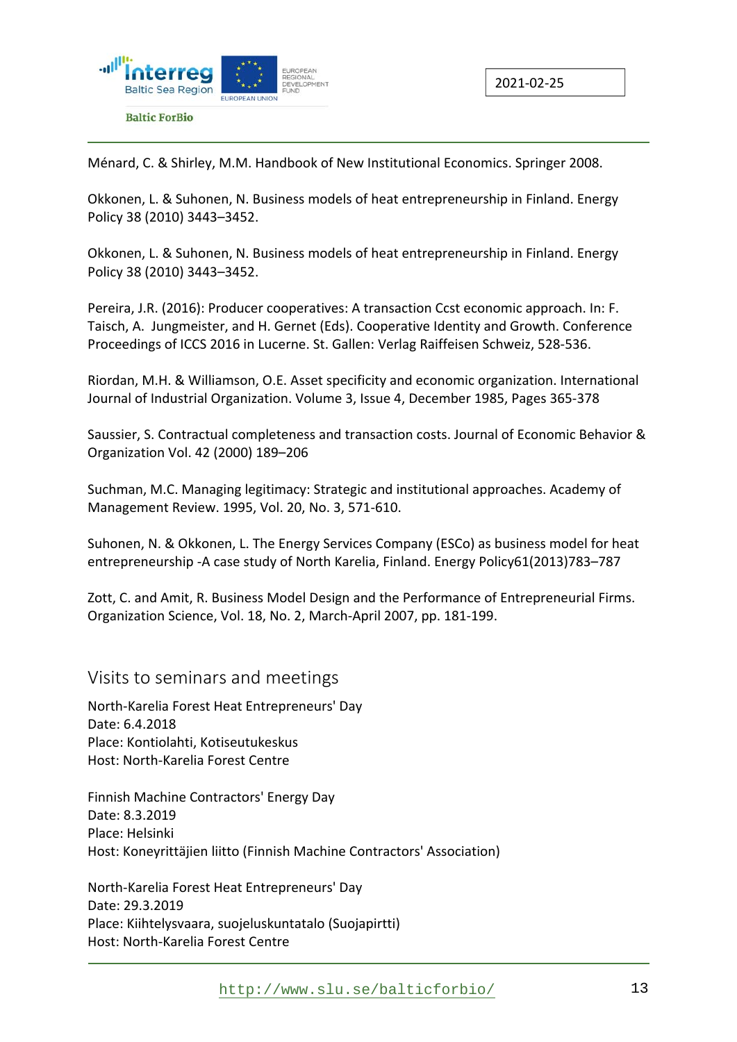Ménard, C. & Shirley, M.M. Handbook of New Institutional Economics. Springer 2008.

Okkonen, L. & Suhonen, N. Business models of heat entrepreneurship in Finland. Energy Policy 38 (2010) 3443–3452.

Okkonen, L. & Suhonen, N. Business models of heat entrepreneurship in Finland. Energy Policy 38 (2010) 3443–3452.

Pereira, J.R. (2016): Producer cooperatives: A transaction Ccst economic approach. In: F. Taisch, A. Jungmeister, and H. Gernet (Eds). Cooperative Identity and Growth. Conference Proceedings of ICCS 2016 in Lucerne. St. Gallen: Verlag Raiffeisen Schweiz, 528-536.

Riordan, M.H. & Williamson, O.E. Asset specificity and economic organization. International Journal of Industrial Organization. Volume 3, Issue 4, December 1985, Pages 365-378

Saussier, S. Contractual completeness and transaction costs. Journal of Economic Behavior & Organization Vol. 42 (2000) 189–206

Suchman, M.C. Managing legitimacy: Strategic and institutional approaches. Academy of Management Review. 1995, Vol. 20, No. 3, 571-610.

Suhonen, N. & Okkonen, L. The Energy Services Company (ESCo) as business model for heat entrepreneurship -A case study of North Karelia, Finland. Energy Policy61(2013)783–787

Zott, C. and Amit, R. Business Model Design and the Performance of Entrepreneurial Firms. Organization Science, Vol. 18, No. 2, March-April 2007, pp. 181-199.

## Visits to seminars and meetings

North-Karelia Forest Heat Entrepreneurs' Day
Date: 6.4.2018
Place: Kontiolahti, Kotiseutukeskus
Host: North-Karelia Forest Centre

Finnish Machine Contractors' Energy Day
Date: 8.3.2019
Place: Helsinki
Host: Koneyrittäjien liitto (Finnish Machine Contractors' Association)

North-Karelia Forest Heat Entrepreneurs' Day
Date: 29.3.2019
Place: Kiihtelysvaara, suojeluskuntatalo (Suojapirtti)
Host: North-Karelia Forest Centre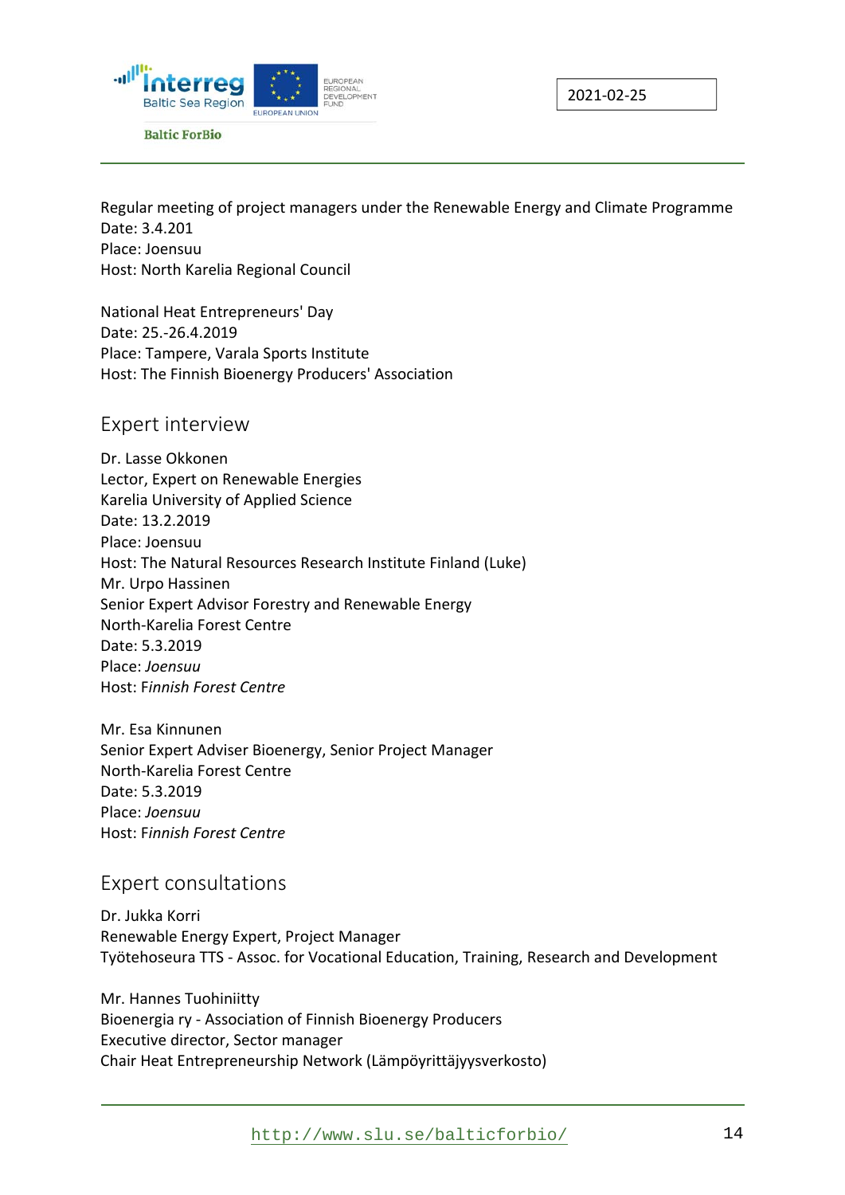Regular meeting of project managers under the Renewable Energy and Climate Programme
Date: 3.4.201
Place: Joensuu
Host: North Karelia Regional Council

National Heat Entrepreneurs' Day
Date: 25.-26.4.2019
Place: Tampere, Varala Sports Institute
Host: The Finnish Bioenergy Producers' Association

## Expert interview

Dr. Lasse Okkonen
Lector, Expert on Renewable Energies
Karelia University of Applied Science
Date: 13.2.2019
Place: Joensuu
Host: The Natural Resources Research Institute Finland (Luke)
Mr. Urpo Hassinen
Senior Expert Advisor Forestry and Renewable Energy
North-Karelia Forest Centre
Date: 5.3.2019
Place: *Joensuu*
Host: F*innish Forest Centre*

Mr. Esa Kinnunen
Senior Expert Adviser Bioenergy, Senior Project Manager
North-Karelia Forest Centre
Date: 5.3.2019
Place: *Joensuu*
Host: F*innish Forest Centre*

## Expert consultations

Dr. Jukka Korri
Renewable Energy Expert, Project Manager
Työtehoseura TTS - Assoc. for Vocational Education, Training, Research and Development

Mr. Hannes Tuohiniitty
Bioenergia ry - Association of Finnish Bioenergy Producers
Executive director, Sector manager
Chair Heat Entrepreneurship Network (Lämpöyrittäjyysverkosto)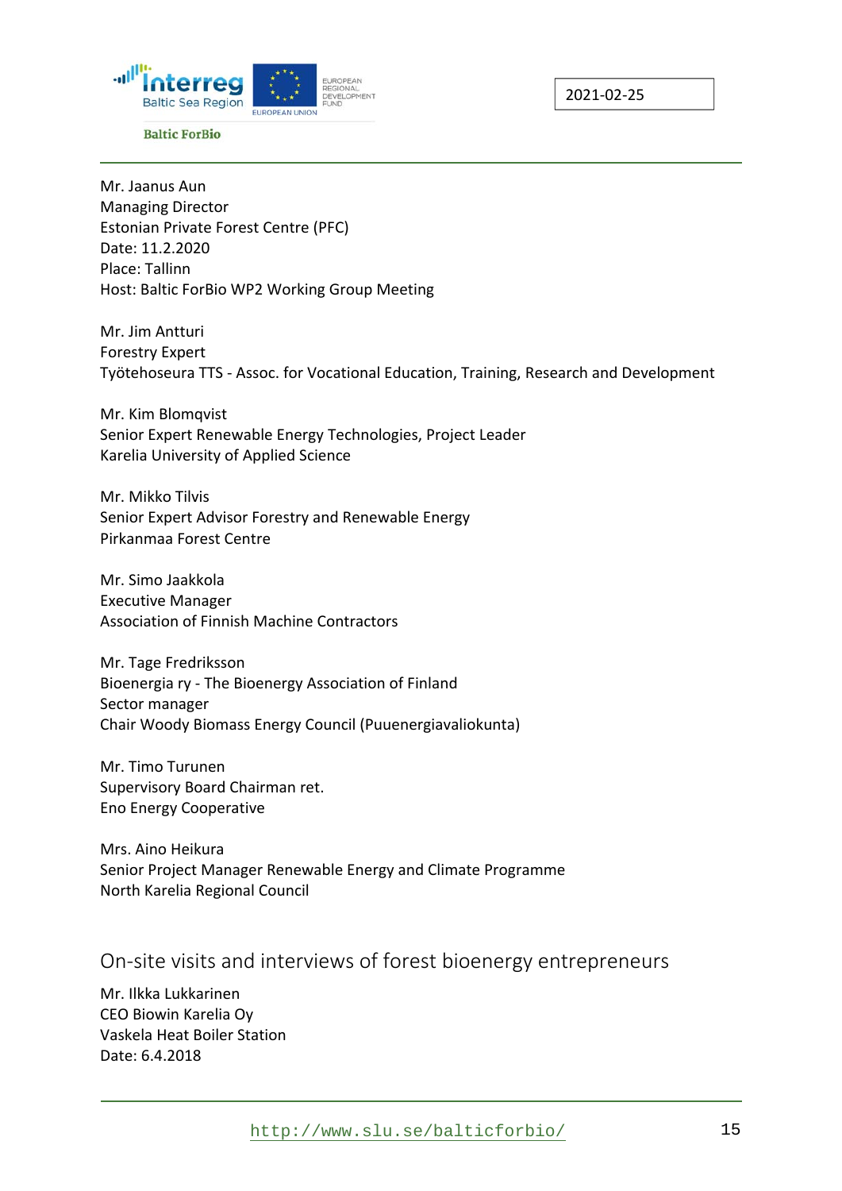Mr. Jaanus Aun
Managing Director
Estonian Private Forest Centre (PFC)
Date: 11.2.2020
Place: Tallinn
Host: Baltic ForBio WP2 Working Group Meeting

Mr. Jim Antturi
Forestry Expert
Työtehoseura TTS - Assoc. for Vocational Education, Training, Research and Development

Mr. Kim Blomqvist
Senior Expert Renewable Energy Technologies, Project Leader
Karelia University of Applied Science

Mr. Mikko Tilvis
Senior Expert Advisor Forestry and Renewable Energy
Pirkanmaa Forest Centre

Mr. Simo Jaakkola
Executive Manager
Association of Finnish Machine Contractors

Mr. Tage Fredriksson
Bioenergia ry - The Bioenergy Association of Finland
Sector manager
Chair Woody Biomass Energy Council (Puuenergiavaliokunta)

Mr. Timo Turunen
Supervisory Board Chairman ret.
Eno Energy Cooperative

Mrs. Aino Heikura
Senior Project Manager Renewable Energy and Climate Programme
North Karelia Regional Council

## On-site visits and interviews of forest bioenergy entrepreneurs

Mr. Ilkka Lukkarinen
CEO Biowin Karelia Oy
Vaskela Heat Boiler Station
Date: 6.4.2018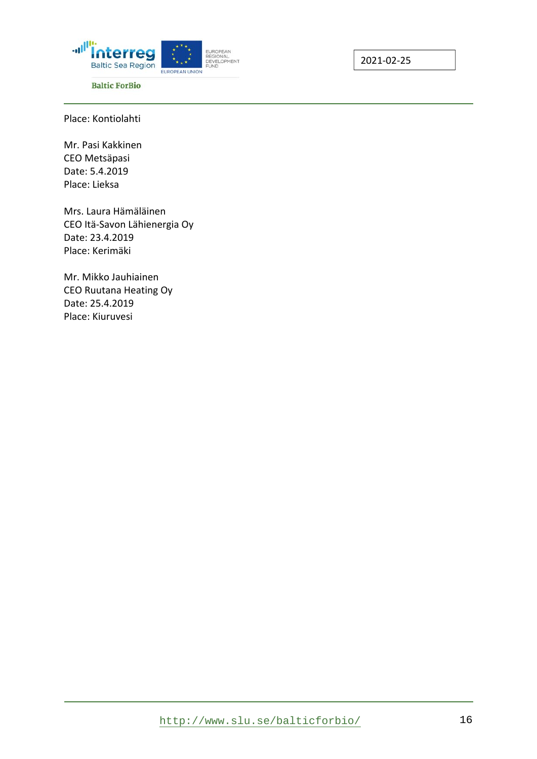Place: Kontiolahti

Mr. Pasi Kakkinen
CEO Metsäpasi
Date: 5.4.2019
Place: Lieksa

Mrs. Laura Hämäläinen
CEO Itä-Savon Lähienergia Oy
Date: 23.4.2019
Place: Kerimäki

Mr. Mikko Jauhiainen
CEO Ruutana Heating Oy
Date: 25.4.2019
Place: Kiuruvesi